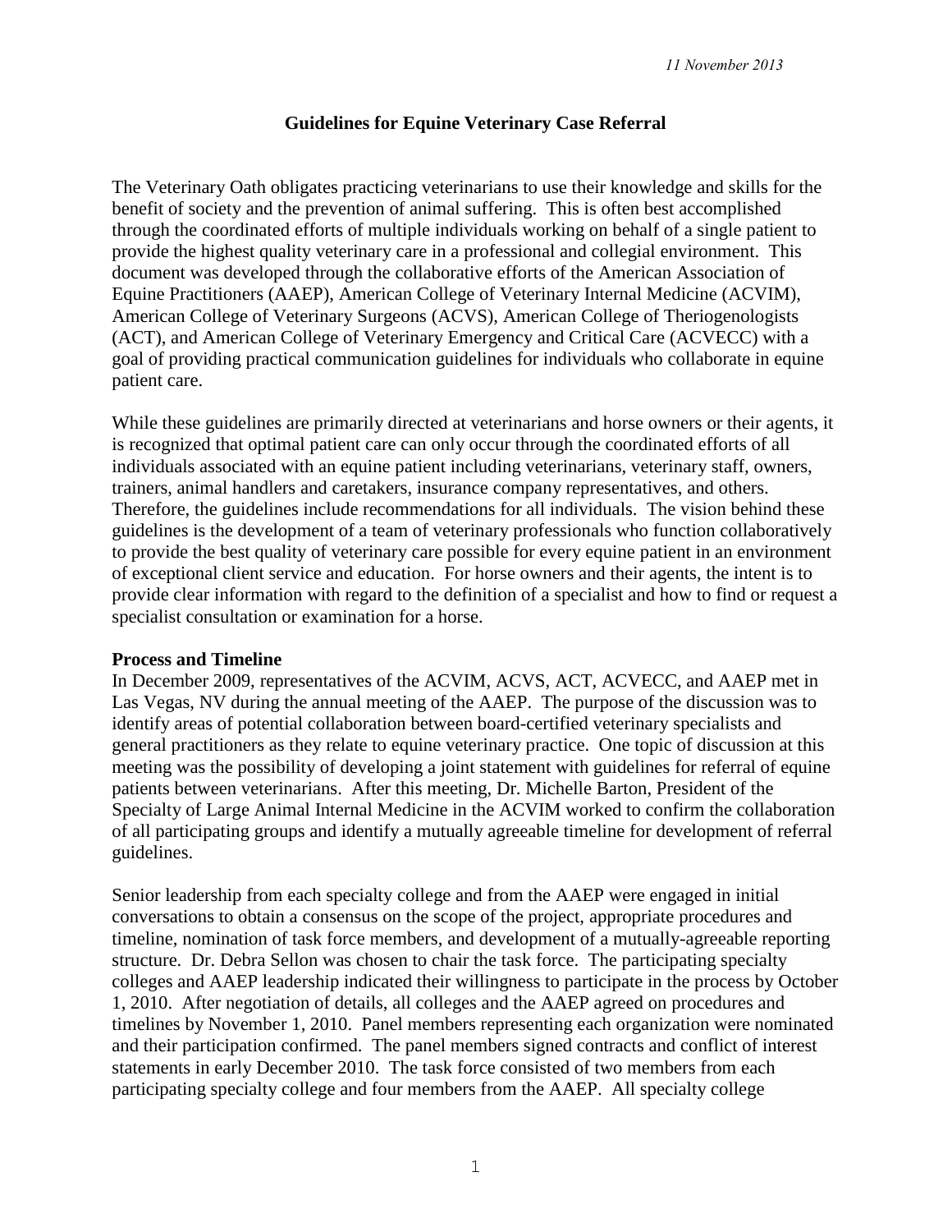*11 November 2013*

# Guidelines for Equine Veterinary Case Referral

The Veterinary Oath obligates practicing veterinarians to use their knowledge and skills for the benefit of society and the prevention of animal suffering. This is often best accomplished through the coordinated efforts of multiple individuals working on behalf of a single patient to provide the highest quality veterinary care in a professional and collegial environment. This document was developed through the collaborative efforts of the American Association of Equine Practitioners (AAEP), American College of Veterinary Internal Medicine (ACVIM), American College of Veterinary Surgeons (ACVS), American College of Theriogenologists (ACT), and American College of Veterinary Emergency and Critical Care (ACVECC) with a goal of providing practical communication guidelines for individuals who collaborate in equine patient care.

While these guidelines are primarily directed at veterinarians and horse owners or their agents, it is recognized that optimal patient care can only occur through the coordinated efforts of all individuals associated with an equine patient including veterinarians, veterinary staff, owners, trainers, animal handlers and caretakers, insurance company representatives, and others. Therefore, the guidelines include recommendations for all individuals. The vision behind these guidelines is the development of a team of veterinary professionals who function collaboratively to provide the best quality of veterinary care possible for every equine patient in an environment of exceptional client service and education. For horse owners and their agents, the intent is to provide clear information with regard to the definition of a specialist and how to find or request a specialist consultation or examination for a horse.

## Process and Timeline

In December 2009, representatives of the ACVIM, ACVS, ACT, ACVECC, and AAEP met in Las Vegas, NV during the annual meeting of the AAEP. The purpose of the discussion was to identify areas of potential collaboration between board-certified veterinary specialists and general practitioners as they relate to equine veterinary practice. One topic of discussion at this meeting was the possibility of developing a joint statement with guidelines for referral of equine patients between veterinarians. After this meeting, Dr. Michelle Barton, President of the Specialty of Large Animal Internal Medicine in the ACVIM worked to confirm the collaboration of all participating groups and identify a mutually agreeable timeline for development of referral guidelines.

Senior leadership from each specialty college and from the AAEP were engaged in initial conversations to obtain a consensus on the scope of the project, appropriate procedures and timeline, nomination of task force members, and development of a mutually-agreeable reporting structure. Dr. Debra Sellon was chosen to chair the task force. The participating specialty colleges and AAEP leadership indicated their willingness to participate in the process by October 1, 2010. After negotiation of details, all colleges and the AAEP agreed on procedures and timelines by November 1, 2010. Panel members representing each organization were nominated and their participation confirmed. The panel members signed contracts and conflict of interest statements in early December 2010. The task force consisted of two members from each participating specialty college and four members from the AAEP. All specialty college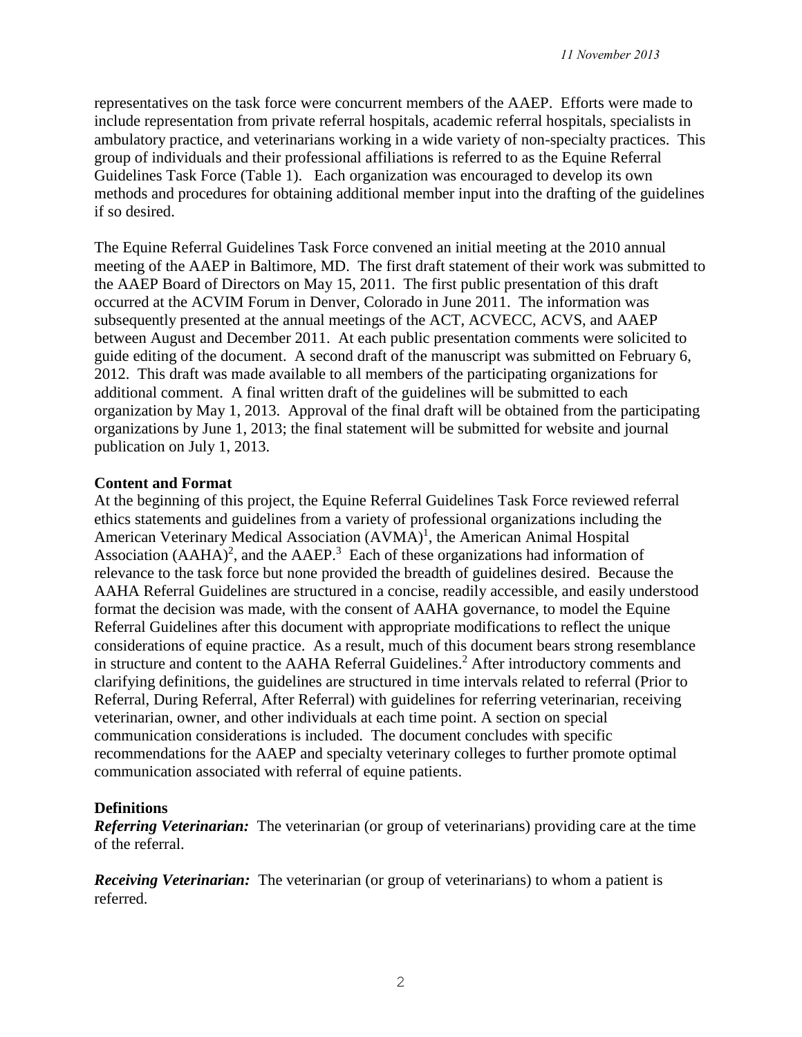representatives on the task force were concurrent members of the AAEP. Efforts were made to include representation from private referral hospitals, academic referral hospitals, specialists in ambulatory practice, and veterinarians working in a wide variety of non-specialty practices. This group of individuals and their professional affiliations is referred to as the Equine Referral Guidelines Task Force (Table 1). Each organization was encouraged to develop its own methods and procedures for obtaining additional member input into the drafting of the guidelines if so desired.

The Equine Referral Guidelines Task Force convened an initial meeting at the 2010 annual meeting of the AAEP in Baltimore, MD. The first draft statement of their work was submitted to the AAEP Board of Directors on May 15, 2011. The first public presentation of this draft occurred at the ACVIM Forum in Denver, Colorado in June 2011. The information was subsequently presented at the annual meetings of the ACT, ACVECC, ACVS, and AAEP between August and December 2011. At each public presentation comments were solicited to guide editing of the document. A second draft of the manuscript was submitted on February 6, 2012. This draft was made available to all members of the participating organizations for additional comment. A final written draft of the guidelines will be submitted to each organization by May 1, 2013. Approval of the final draft will be obtained from the participating organizations by June 1, 2013; the final statement will be submitted for website and journal publication on July 1, 2013.

## Content and Format

At the beginning of this project, the Equine Referral Guidelines Task Force reviewed referral ethics statements and guidelines from a variety of professional organizations including the American Veterinary Medical Association (AVMA)[1], the American Animal Hospital Association (AAHA)[2], and the AAEP.[3] Each of these organizations had information of relevance to the task force but none provided the breadth of guidelines desired. Because the AAHA Referral Guidelines are structured in a concise, readily accessible, and easily understood format the decision was made, with the consent of AAHA governance, to model the Equine Referral Guidelines after this document with appropriate modifications to reflect the unique considerations of equine practice. As a result, much of this document bears strong resemblance in structure and content to the AAHA Referral Guidelines.[2] After introductory comments and clarifying definitions, the guidelines are structured in time intervals related to referral (Prior to Referral, During Referral, After Referral) with guidelines for referring veterinarian, receiving veterinarian, owner, and other individuals at each time point. A section on special communication considerations is included. The document concludes with specific recommendations for the AAEP and specialty veterinary colleges to further promote optimal communication associated with referral of equine patients.

## Definitions

***Referring Veterinarian:*** The veterinarian (or group of veterinarians) providing care at the time of the referral.

***Receiving Veterinarian:*** The veterinarian (or group of veterinarians) to whom a patient is referred.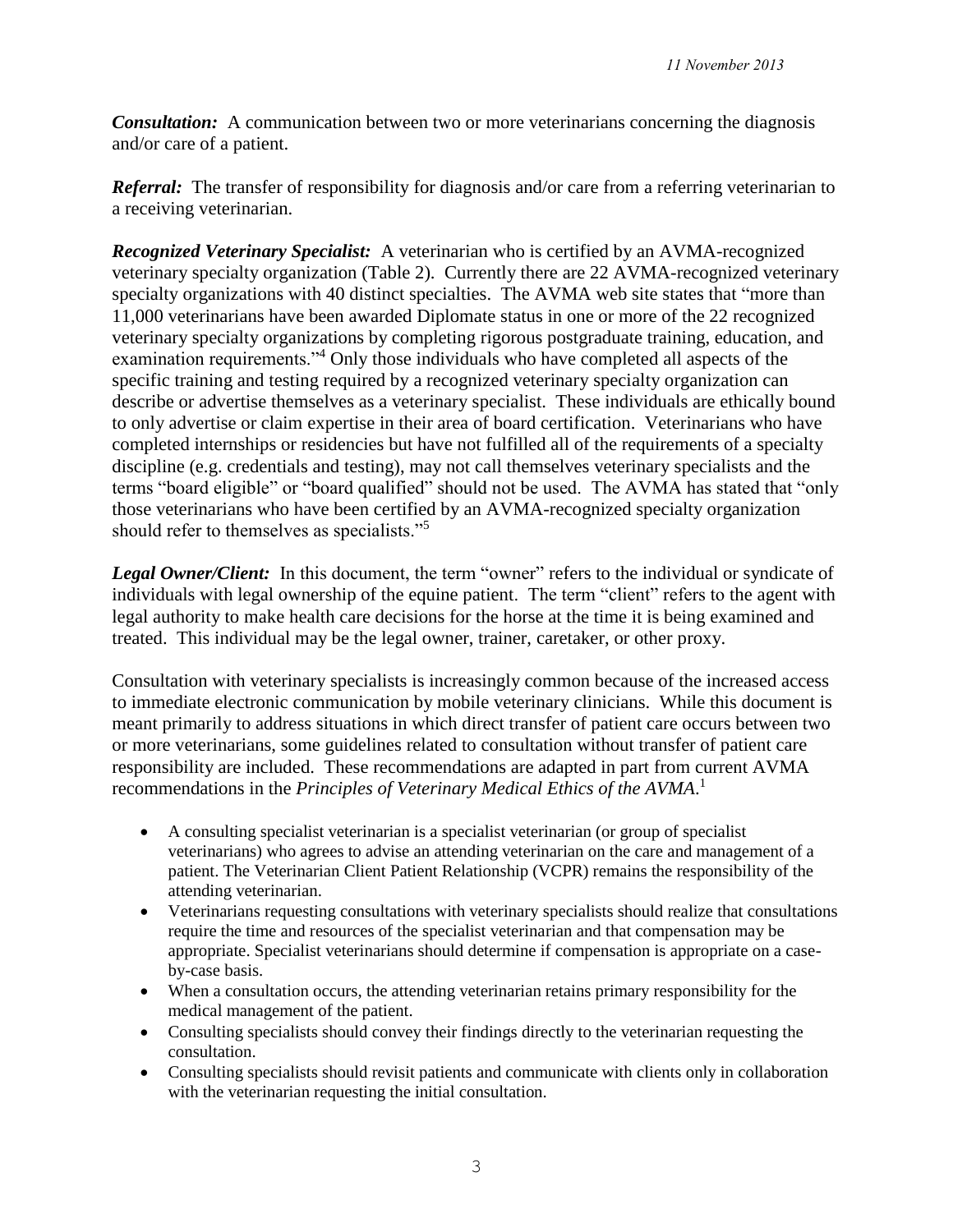***Consultation:*** A communication between two or more veterinarians concerning the diagnosis and/or care of a patient.

***Referral:*** The transfer of responsibility for diagnosis and/or care from a referring veterinarian to a receiving veterinarian.

***Recognized Veterinary Specialist:*** A veterinarian who is certified by an AVMA-recognized veterinary specialty organization (Table 2). Currently there are 22 AVMA-recognized veterinary specialty organizations with 40 distinct specialties. The AVMA web site states that "more than 11,000 veterinarians have been awarded Diplomate status in one or more of the 22 recognized veterinary specialty organizations by completing rigorous postgraduate training, education, and examination requirements."[4] Only those individuals who have completed all aspects of the specific training and testing required by a recognized veterinary specialty organization can describe or advertise themselves as a veterinary specialist. These individuals are ethically bound to only advertise or claim expertise in their area of board certification. Veterinarians who have completed internships or residencies but have not fulfilled all of the requirements of a specialty discipline (e.g. credentials and testing), may not call themselves veterinary specialists and the terms "board eligible" or "board qualified" should not be used. The AVMA has stated that "only those veterinarians who have been certified by an AVMA-recognized specialty organization should refer to themselves as specialists."[5]

***Legal Owner/Client:*** In this document, the term "owner" refers to the individual or syndicate of individuals with legal ownership of the equine patient. The term "client" refers to the agent with legal authority to make health care decisions for the horse at the time it is being examined and treated. This individual may be the legal owner, trainer, caretaker, or other proxy.

Consultation with veterinary specialists is increasingly common because of the increased access to immediate electronic communication by mobile veterinary clinicians. While this document is meant primarily to address situations in which direct transfer of patient care occurs between two or more veterinarians, some guidelines related to consultation without transfer of patient care responsibility are included. These recommendations are adapted in part from current AVMA recommendations in the *Principles of Veterinary Medical Ethics of the AVMA.*[1]

- A consulting specialist veterinarian is a specialist veterinarian (or group of specialist veterinarians) who agrees to advise an attending veterinarian on the care and management of a patient. The Veterinarian Client Patient Relationship (VCPR) remains the responsibility of the attending veterinarian.
- Veterinarians requesting consultations with veterinary specialists should realize that consultations require the time and resources of the specialist veterinarian and that compensation may be appropriate. Specialist veterinarians should determine if compensation is appropriate on a case-by-case basis.
- When a consultation occurs, the attending veterinarian retains primary responsibility for the medical management of the patient.
- Consulting specialists should convey their findings directly to the veterinarian requesting the consultation.
- Consulting specialists should revisit patients and communicate with clients only in collaboration with the veterinarian requesting the initial consultation.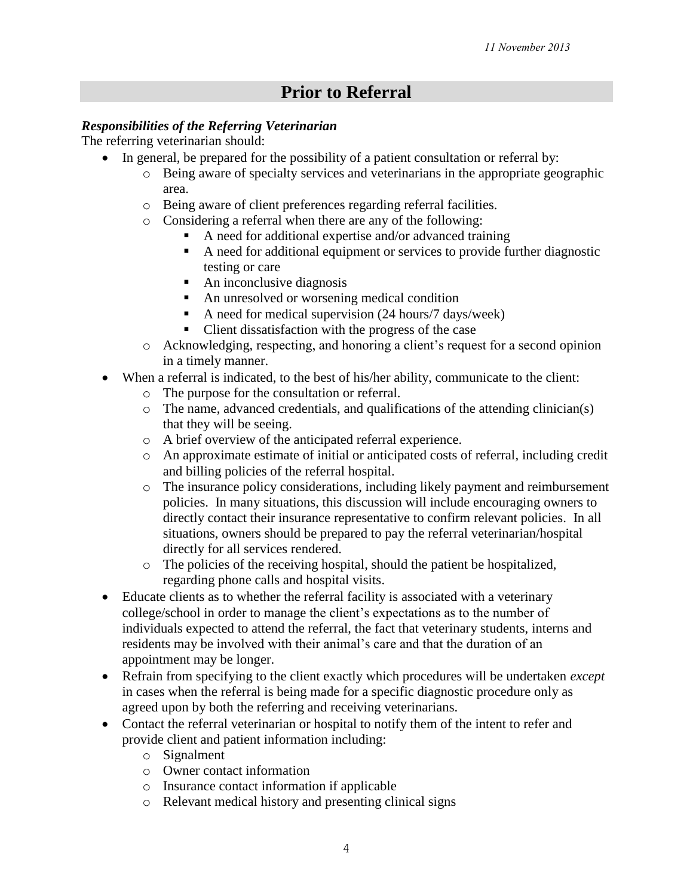# Prior to Referral

***Responsibilities of the Referring Veterinarian***

The referring veterinarian should:

- In general, be prepared for the possibility of a patient consultation or referral by:
  - Being aware of specialty services and veterinarians in the appropriate geographic area.
  - Being aware of client preferences regarding referral facilities.
  - Considering a referral when there are any of the following:
    - A need for additional expertise and/or advanced training
    - A need for additional equipment or services to provide further diagnostic testing or care
    - An inconclusive diagnosis
    - An unresolved or worsening medical condition
    - A need for medical supervision (24 hours/7 days/week)
    - Client dissatisfaction with the progress of the case
  - Acknowledging, respecting, and honoring a client's request for a second opinion in a timely manner.
- When a referral is indicated, to the best of his/her ability, communicate to the client:
  - The purpose for the consultation or referral.
  - The name, advanced credentials, and qualifications of the attending clinician(s) that they will be seeing.
  - A brief overview of the anticipated referral experience.
  - An approximate estimate of initial or anticipated costs of referral, including credit and billing policies of the referral hospital.
  - The insurance policy considerations, including likely payment and reimbursement policies. In many situations, this discussion will include encouraging owners to directly contact their insurance representative to confirm relevant policies. In all situations, owners should be prepared to pay the referral veterinarian/hospital directly for all services rendered.
  - The policies of the receiving hospital, should the patient be hospitalized, regarding phone calls and hospital visits.
- Educate clients as to whether the referral facility is associated with a veterinary college/school in order to manage the client's expectations as to the number of individuals expected to attend the referral, the fact that veterinary students, interns and residents may be involved with their animal's care and that the duration of an appointment may be longer.
- Refrain from specifying to the client exactly which procedures will be undertaken *except* in cases when the referral is being made for a specific diagnostic procedure only as agreed upon by both the referring and receiving veterinarians.
- Contact the referral veterinarian or hospital to notify them of the intent to refer and provide client and patient information including:
  - Signalment
  - Owner contact information
  - Insurance contact information if applicable
  - Relevant medical history and presenting clinical signs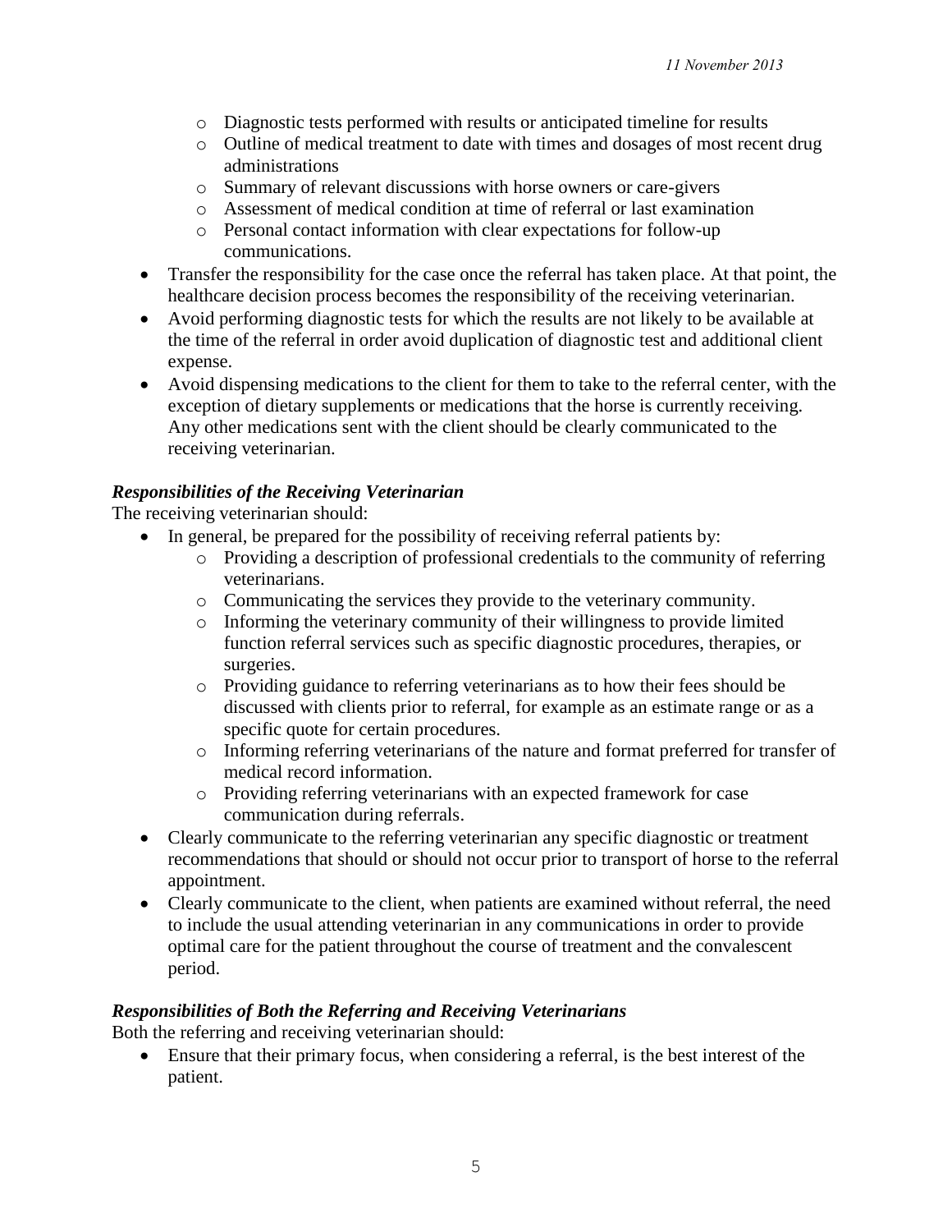- Diagnostic tests performed with results or anticipated timeline for results
  - Outline of medical treatment to date with times and dosages of most recent drug administrations
  - Summary of relevant discussions with horse owners or care-givers
  - Assessment of medical condition at time of referral or last examination
  - Personal contact information with clear expectations for follow-up communications.
- Transfer the responsibility for the case once the referral has taken place. At that point, the healthcare decision process becomes the responsibility of the receiving veterinarian.
- Avoid performing diagnostic tests for which the results are not likely to be available at the time of the referral in order avoid duplication of diagnostic test and additional client expense.
- Avoid dispensing medications to the client for them to take to the referral center, with the exception of dietary supplements or medications that the horse is currently receiving. Any other medications sent with the client should be clearly communicated to the receiving veterinarian.

### *Responsibilities of the Receiving Veterinarian*

The receiving veterinarian should:

- In general, be prepared for the possibility of receiving referral patients by:
  - Providing a description of professional credentials to the community of referring veterinarians.
  - Communicating the services they provide to the veterinary community.
  - Informing the veterinary community of their willingness to provide limited function referral services such as specific diagnostic procedures, therapies, or surgeries.
  - Providing guidance to referring veterinarians as to how their fees should be discussed with clients prior to referral, for example as an estimate range or as a specific quote for certain procedures.
  - Informing referring veterinarians of the nature and format preferred for transfer of medical record information.
  - Providing referring veterinarians with an expected framework for case communication during referrals.
- Clearly communicate to the referring veterinarian any specific diagnostic or treatment recommendations that should or should not occur prior to transport of horse to the referral appointment.
- Clearly communicate to the client, when patients are examined without referral, the need to include the usual attending veterinarian in any communications in order to provide optimal care for the patient throughout the course of treatment and the convalescent period.

### *Responsibilities of Both the Referring and Receiving Veterinarians*

Both the referring and receiving veterinarian should:

- Ensure that their primary focus, when considering a referral, is the best interest of the patient.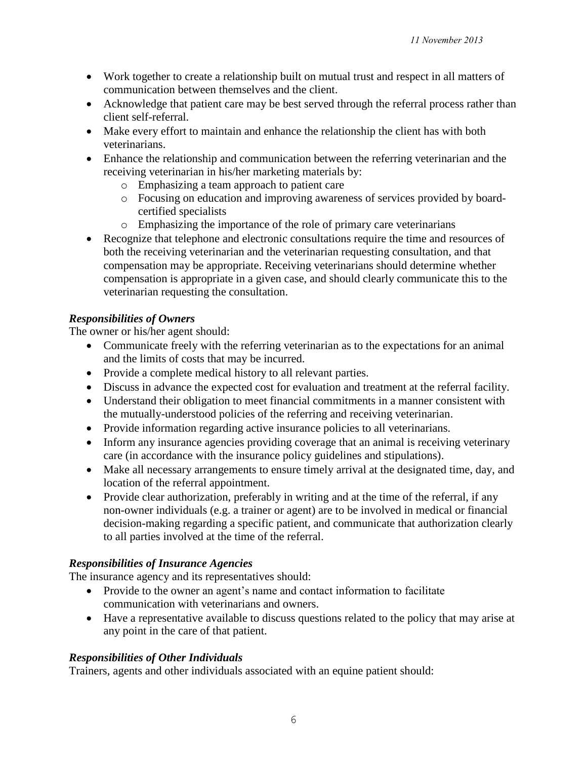- Work together to create a relationship built on mutual trust and respect in all matters of communication between themselves and the client.
- Acknowledge that patient care may be best served through the referral process rather than client self-referral.
- Make every effort to maintain and enhance the relationship the client has with both veterinarians.
- Enhance the relationship and communication between the referring veterinarian and the receiving veterinarian in his/her marketing materials by:
  - Emphasizing a team approach to patient care
  - Focusing on education and improving awareness of services provided by board-certified specialists
  - Emphasizing the importance of the role of primary care veterinarians
- Recognize that telephone and electronic consultations require the time and resources of both the receiving veterinarian and the veterinarian requesting consultation, and that compensation may be appropriate. Receiving veterinarians should determine whether compensation is appropriate in a given case, and should clearly communicate this to the veterinarian requesting the consultation.

***Responsibilities of Owners***

The owner or his/her agent should:

- Communicate freely with the referring veterinarian as to the expectations for an animal and the limits of costs that may be incurred.
- Provide a complete medical history to all relevant parties.
- Discuss in advance the expected cost for evaluation and treatment at the referral facility.
- Understand their obligation to meet financial commitments in a manner consistent with the mutually-understood policies of the referring and receiving veterinarian.
- Provide information regarding active insurance policies to all veterinarians.
- Inform any insurance agencies providing coverage that an animal is receiving veterinary care (in accordance with the insurance policy guidelines and stipulations).
- Make all necessary arrangements to ensure timely arrival at the designated time, day, and location of the referral appointment.
- Provide clear authorization, preferably in writing and at the time of the referral, if any non-owner individuals (e.g. a trainer or agent) are to be involved in medical or financial decision-making regarding a specific patient, and communicate that authorization clearly to all parties involved at the time of the referral.

***Responsibilities of Insurance Agencies***

The insurance agency and its representatives should:

- Provide to the owner an agent's name and contact information to facilitate communication with veterinarians and owners.
- Have a representative available to discuss questions related to the policy that may arise at any point in the care of that patient.

***Responsibilities of Other Individuals***

Trainers, agents and other individuals associated with an equine patient should: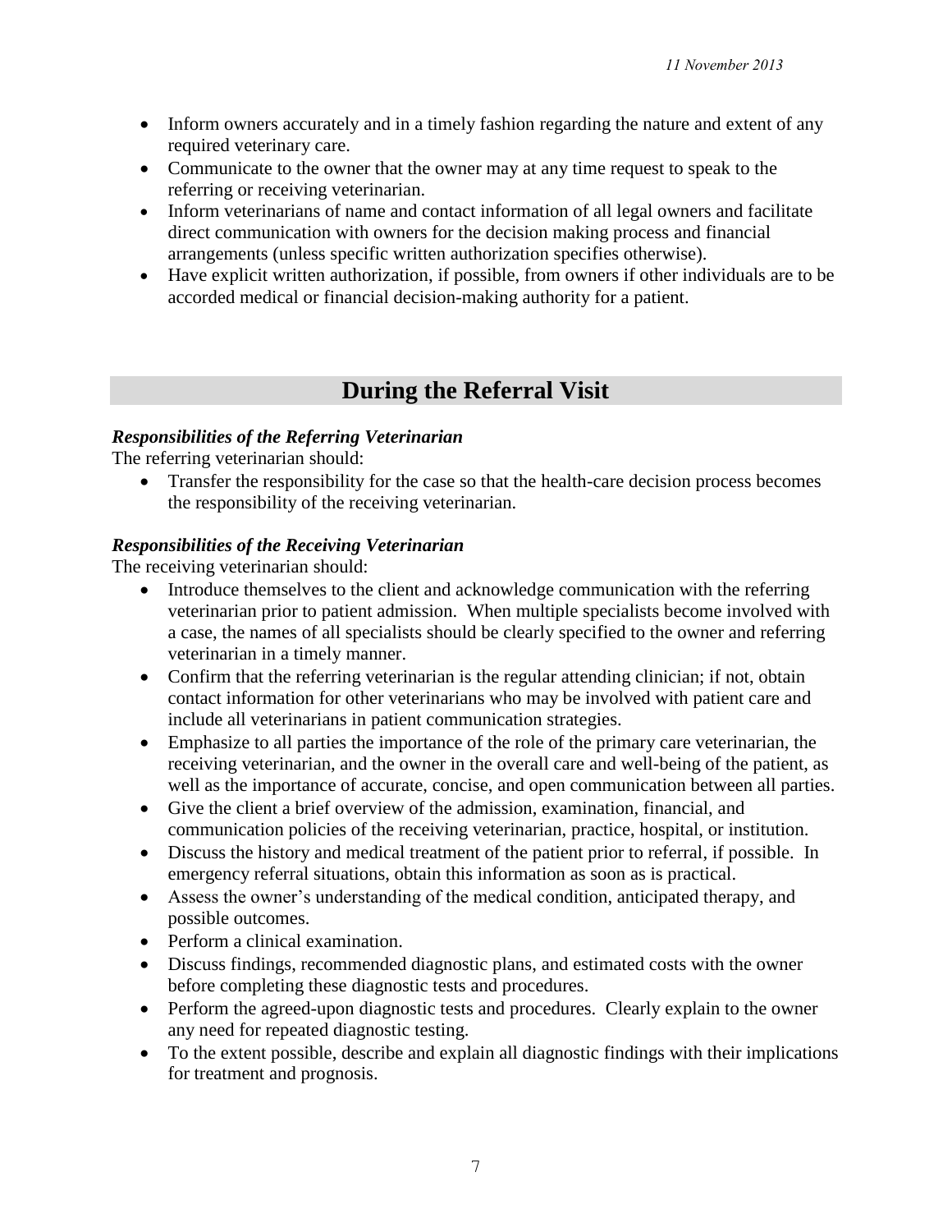- Inform owners accurately and in a timely fashion regarding the nature and extent of any required veterinary care.
- Communicate to the owner that the owner may at any time request to speak to the referring or receiving veterinarian.
- Inform veterinarians of name and contact information of all legal owners and facilitate direct communication with owners for the decision making process and financial arrangements (unless specific written authorization specifies otherwise).
- Have explicit written authorization, if possible, from owners if other individuals are to be accorded medical or financial decision-making authority for a patient.

## During the Referral Visit

***Responsibilities of the Referring Veterinarian***

The referring veterinarian should:

- Transfer the responsibility for the case so that the health-care decision process becomes the responsibility of the receiving veterinarian.

***Responsibilities of the Receiving Veterinarian***

The receiving veterinarian should:

- Introduce themselves to the client and acknowledge communication with the referring veterinarian prior to patient admission. When multiple specialists become involved with a case, the names of all specialists should be clearly specified to the owner and referring veterinarian in a timely manner.
- Confirm that the referring veterinarian is the regular attending clinician; if not, obtain contact information for other veterinarians who may be involved with patient care and include all veterinarians in patient communication strategies.
- Emphasize to all parties the importance of the role of the primary care veterinarian, the receiving veterinarian, and the owner in the overall care and well-being of the patient, as well as the importance of accurate, concise, and open communication between all parties.
- Give the client a brief overview of the admission, examination, financial, and communication policies of the receiving veterinarian, practice, hospital, or institution.
- Discuss the history and medical treatment of the patient prior to referral, if possible. In emergency referral situations, obtain this information as soon as is practical.
- Assess the owner's understanding of the medical condition, anticipated therapy, and possible outcomes.
- Perform a clinical examination.
- Discuss findings, recommended diagnostic plans, and estimated costs with the owner before completing these diagnostic tests and procedures.
- Perform the agreed-upon diagnostic tests and procedures. Clearly explain to the owner any need for repeated diagnostic testing.
- To the extent possible, describe and explain all diagnostic findings with their implications for treatment and prognosis.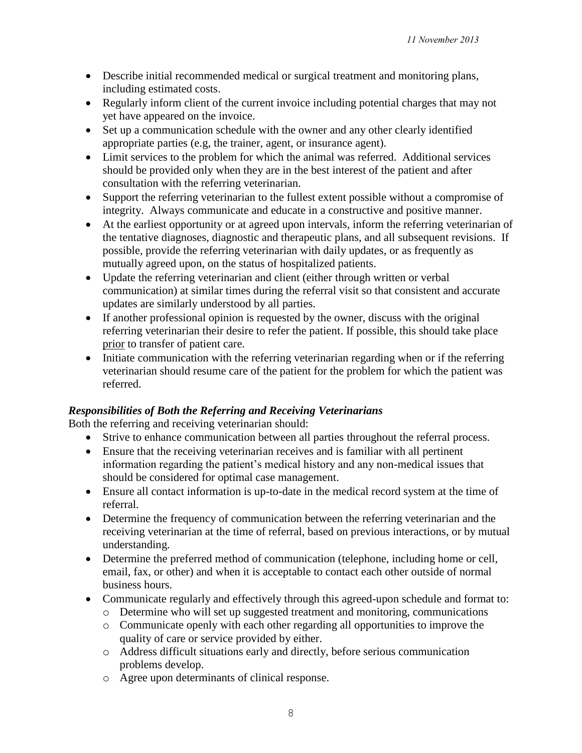- Describe initial recommended medical or surgical treatment and monitoring plans, including estimated costs.
- Regularly inform client of the current invoice including potential charges that may not yet have appeared on the invoice.
- Set up a communication schedule with the owner and any other clearly identified appropriate parties (e.g, the trainer, agent, or insurance agent).
- Limit services to the problem for which the animal was referred. Additional services should be provided only when they are in the best interest of the patient and after consultation with the referring veterinarian.
- Support the referring veterinarian to the fullest extent possible without a compromise of integrity. Always communicate and educate in a constructive and positive manner.
- At the earliest opportunity or at agreed upon intervals, inform the referring veterinarian of the tentative diagnoses, diagnostic and therapeutic plans, and all subsequent revisions. If possible, provide the referring veterinarian with daily updates, or as frequently as mutually agreed upon, on the status of hospitalized patients.
- Update the referring veterinarian and client (either through written or verbal communication) at similar times during the referral visit so that consistent and accurate updates are similarly understood by all parties.
- If another professional opinion is requested by the owner, discuss with the original referring veterinarian their desire to refer the patient. If possible, this should take place <u>prior</u> to transfer of patient care.
- Initiate communication with the referring veterinarian regarding when or if the referring veterinarian should resume care of the patient for the problem for which the patient was referred.

***Responsibilities of Both the Referring and Receiving Veterinarians***

Both the referring and receiving veterinarian should:

- Strive to enhance communication between all parties throughout the referral process.
- Ensure that the receiving veterinarian receives and is familiar with all pertinent information regarding the patient's medical history and any non-medical issues that should be considered for optimal case management.
- Ensure all contact information is up-to-date in the medical record system at the time of referral.
- Determine the frequency of communication between the referring veterinarian and the receiving veterinarian at the time of referral, based on previous interactions, or by mutual understanding.
- Determine the preferred method of communication (telephone, including home or cell, email, fax, or other) and when it is acceptable to contact each other outside of normal business hours.
- Communicate regularly and effectively through this agreed-upon schedule and format to:
  - Determine who will set up suggested treatment and monitoring, communications
  - Communicate openly with each other regarding all opportunities to improve the quality of care or service provided by either.
  - Address difficult situations early and directly, before serious communication problems develop.
  - Agree upon determinants of clinical response.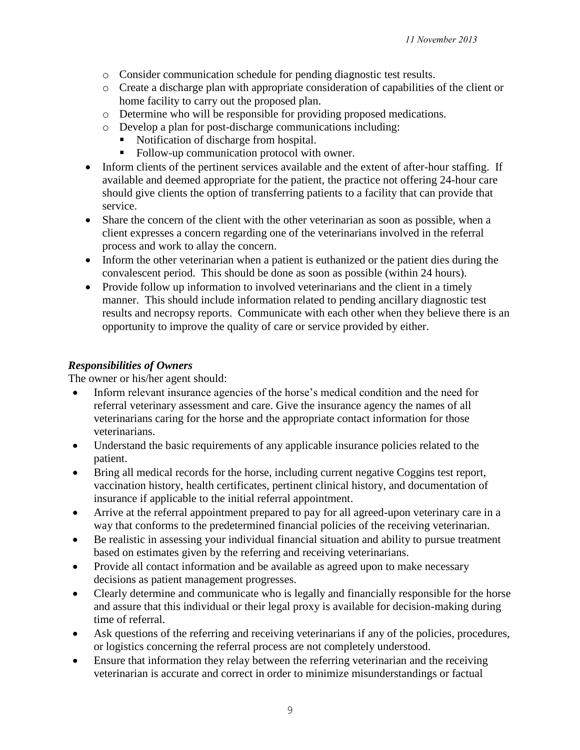- Consider communication schedule for pending diagnostic test results.
  - Create a discharge plan with appropriate consideration of capabilities of the client or home facility to carry out the proposed plan.
  - Determine who will be responsible for providing proposed medications.
  - Develop a plan for post-discharge communications including:
    - Notification of discharge from hospital.
    - Follow-up communication protocol with owner.
- Inform clients of the pertinent services available and the extent of after-hour staffing. If available and deemed appropriate for the patient, the practice not offering 24-hour care should give clients the option of transferring patients to a facility that can provide that service.
- Share the concern of the client with the other veterinarian as soon as possible, when a client expresses a concern regarding one of the veterinarians involved in the referral process and work to allay the concern.
- Inform the other veterinarian when a patient is euthanized or the patient dies during the convalescent period. This should be done as soon as possible (within 24 hours).
- Provide follow up information to involved veterinarians and the client in a timely manner. This should include information related to pending ancillary diagnostic test results and necropsy reports. Communicate with each other when they believe there is an opportunity to improve the quality of care or service provided by either.

***Responsibilities of Owners***

The owner or his/her agent should:

- Inform relevant insurance agencies of the horse's medical condition and the need for referral veterinary assessment and care. Give the insurance agency the names of all veterinarians caring for the horse and the appropriate contact information for those veterinarians.
- Understand the basic requirements of any applicable insurance policies related to the patient.
- Bring all medical records for the horse, including current negative Coggins test report, vaccination history, health certificates, pertinent clinical history, and documentation of insurance if applicable to the initial referral appointment.
- Arrive at the referral appointment prepared to pay for all agreed-upon veterinary care in a way that conforms to the predetermined financial policies of the receiving veterinarian.
- Be realistic in assessing your individual financial situation and ability to pursue treatment based on estimates given by the referring and receiving veterinarians.
- Provide all contact information and be available as agreed upon to make necessary decisions as patient management progresses.
- Clearly determine and communicate who is legally and financially responsible for the horse and assure that this individual or their legal proxy is available for decision-making during time of referral.
- Ask questions of the referring and receiving veterinarians if any of the policies, procedures, or logistics concerning the referral process are not completely understood.
- Ensure that information they relay between the referring veterinarian and the receiving veterinarian is accurate and correct in order to minimize misunderstandings or factual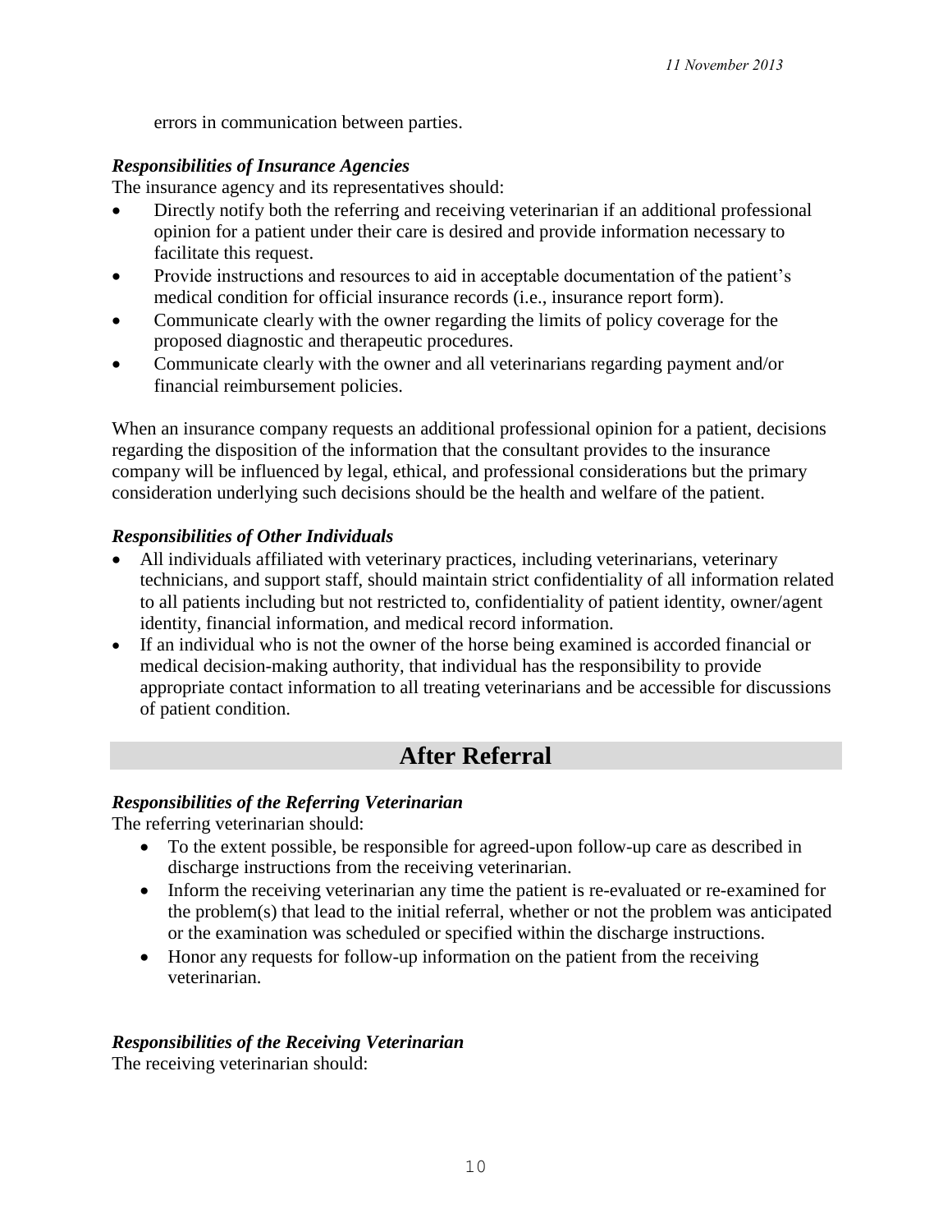errors in communication between parties.

***Responsibilities of Insurance Agencies***

The insurance agency and its representatives should:

- Directly notify both the referring and receiving veterinarian if an additional professional opinion for a patient under their care is desired and provide information necessary to facilitate this request.
- Provide instructions and resources to aid in acceptable documentation of the patient's medical condition for official insurance records (i.e., insurance report form).
- Communicate clearly with the owner regarding the limits of policy coverage for the proposed diagnostic and therapeutic procedures.
- Communicate clearly with the owner and all veterinarians regarding payment and/or financial reimbursement policies.

When an insurance company requests an additional professional opinion for a patient, decisions regarding the disposition of the information that the consultant provides to the insurance company will be influenced by legal, ethical, and professional considerations but the primary consideration underlying such decisions should be the health and welfare of the patient.

***Responsibilities of Other Individuals***

- All individuals affiliated with veterinary practices, including veterinarians, veterinary technicians, and support staff, should maintain strict confidentiality of all information related to all patients including but not restricted to, confidentiality of patient identity, owner/agent identity, financial information, and medical record information.
- If an individual who is not the owner of the horse being examined is accorded financial or medical decision-making authority, that individual has the responsibility to provide appropriate contact information to all treating veterinarians and be accessible for discussions of patient condition.

## After Referral

***Responsibilities of the Referring Veterinarian***

The referring veterinarian should:

- To the extent possible, be responsible for agreed-upon follow-up care as described in discharge instructions from the receiving veterinarian.
- Inform the receiving veterinarian any time the patient is re-evaluated or re-examined for the problem(s) that lead to the initial referral, whether or not the problem was anticipated or the examination was scheduled or specified within the discharge instructions.
- Honor any requests for follow-up information on the patient from the receiving veterinarian.

***Responsibilities of the Receiving Veterinarian***

The receiving veterinarian should: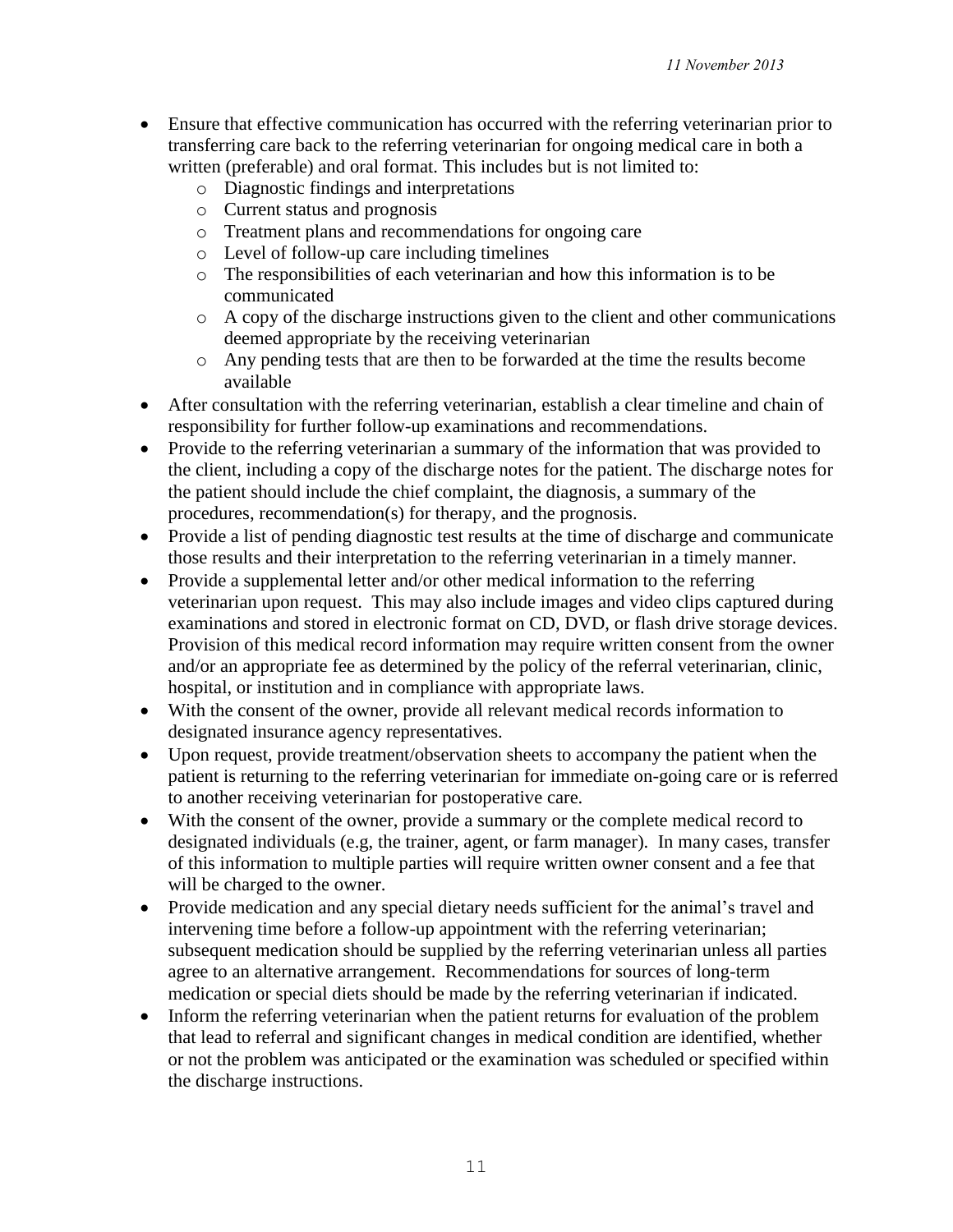- Ensure that effective communication has occurred with the referring veterinarian prior to transferring care back to the referring veterinarian for ongoing medical care in both a written (preferable) and oral format. This includes but is not limited to:
  - Diagnostic findings and interpretations
  - Current status and prognosis
  - Treatment plans and recommendations for ongoing care
  - Level of follow-up care including timelines
  - The responsibilities of each veterinarian and how this information is to be communicated
  - A copy of the discharge instructions given to the client and other communications deemed appropriate by the receiving veterinarian
  - Any pending tests that are then to be forwarded at the time the results become available
- After consultation with the referring veterinarian, establish a clear timeline and chain of responsibility for further follow-up examinations and recommendations.
- Provide to the referring veterinarian a summary of the information that was provided to the client, including a copy of the discharge notes for the patient. The discharge notes for the patient should include the chief complaint, the diagnosis, a summary of the procedures, recommendation(s) for therapy, and the prognosis.
- Provide a list of pending diagnostic test results at the time of discharge and communicate those results and their interpretation to the referring veterinarian in a timely manner.
- Provide a supplemental letter and/or other medical information to the referring veterinarian upon request. This may also include images and video clips captured during examinations and stored in electronic format on CD, DVD, or flash drive storage devices. Provision of this medical record information may require written consent from the owner and/or an appropriate fee as determined by the policy of the referral veterinarian, clinic, hospital, or institution and in compliance with appropriate laws.
- With the consent of the owner, provide all relevant medical records information to designated insurance agency representatives.
- Upon request, provide treatment/observation sheets to accompany the patient when the patient is returning to the referring veterinarian for immediate on-going care or is referred to another receiving veterinarian for postoperative care.
- With the consent of the owner, provide a summary or the complete medical record to designated individuals (e.g, the trainer, agent, or farm manager). In many cases, transfer of this information to multiple parties will require written owner consent and a fee that will be charged to the owner.
- Provide medication and any special dietary needs sufficient for the animal's travel and intervening time before a follow-up appointment with the referring veterinarian; subsequent medication should be supplied by the referring veterinarian unless all parties agree to an alternative arrangement. Recommendations for sources of long-term medication or special diets should be made by the referring veterinarian if indicated.
- Inform the referring veterinarian when the patient returns for evaluation of the problem that lead to referral and significant changes in medical condition are identified, whether or not the problem was anticipated or the examination was scheduled or specified within the discharge instructions.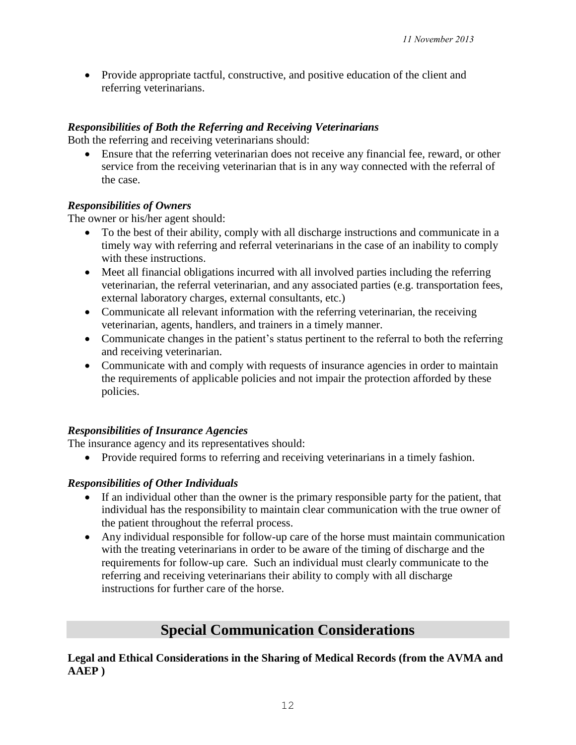- Provide appropriate tactful, constructive, and positive education of the client and referring veterinarians.

### *Responsibilities of Both the Referring and Receiving Veterinarians*

Both the referring and receiving veterinarians should:

- Ensure that the referring veterinarian does not receive any financial fee, reward, or other service from the receiving veterinarian that is in any way connected with the referral of the case.

### *Responsibilities of Owners*

The owner or his/her agent should:

- To the best of their ability, comply with all discharge instructions and communicate in a timely way with referring and referral veterinarians in the case of an inability to comply with these instructions.
- Meet all financial obligations incurred with all involved parties including the referring veterinarian, the referral veterinarian, and any associated parties (e.g. transportation fees, external laboratory charges, external consultants, etc.)
- Communicate all relevant information with the referring veterinarian, the receiving veterinarian, agents, handlers, and trainers in a timely manner.
- Communicate changes in the patient's status pertinent to the referral to both the referring and receiving veterinarian.
- Communicate with and comply with requests of insurance agencies in order to maintain the requirements of applicable policies and not impair the protection afforded by these policies.

### *Responsibilities of Insurance Agencies*

The insurance agency and its representatives should:

- Provide required forms to referring and receiving veterinarians in a timely fashion.

### *Responsibilities of Other Individuals*

- If an individual other than the owner is the primary responsible party for the patient, that individual has the responsibility to maintain clear communication with the true owner of the patient throughout the referral process.
- Any individual responsible for follow-up care of the horse must maintain communication with the treating veterinarians in order to be aware of the timing of discharge and the requirements for follow-up care. Such an individual must clearly communicate to the referring and receiving veterinarians their ability to comply with all discharge instructions for further care of the horse.

## Special Communication Considerations

**Legal and Ethical Considerations in the Sharing of Medical Records (from the AVMA and AAEP )**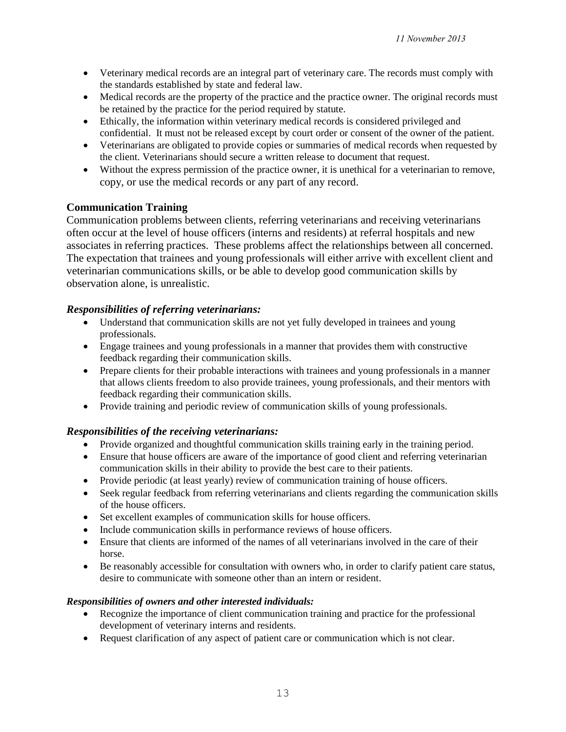- Veterinary medical records are an integral part of veterinary care. The records must comply with the standards established by state and federal law.
- Medical records are the property of the practice and the practice owner. The original records must be retained by the practice for the period required by statute.
- Ethically, the information within veterinary medical records is considered privileged and confidential. It must not be released except by court order or consent of the owner of the patient.
- Veterinarians are obligated to provide copies or summaries of medical records when requested by the client. Veterinarians should secure a written release to document that request.
- Without the express permission of the practice owner, it is unethical for a veterinarian to remove, copy, or use the medical records or any part of any record.

**Communication Training**

Communication problems between clients, referring veterinarians and receiving veterinarians often occur at the level of house officers (interns and residents) at referral hospitals and new associates in referring practices. These problems affect the relationships between all concerned. The expectation that trainees and young professionals will either arrive with excellent client and veterinarian communications skills, or be able to develop good communication skills by observation alone, is unrealistic.

***Responsibilities of referring veterinarians:***

- Understand that communication skills are not yet fully developed in trainees and young professionals.
- Engage trainees and young professionals in a manner that provides them with constructive feedback regarding their communication skills.
- Prepare clients for their probable interactions with trainees and young professionals in a manner that allows clients freedom to also provide trainees, young professionals, and their mentors with feedback regarding their communication skills.
- Provide training and periodic review of communication skills of young professionals.

***Responsibilities of the receiving veterinarians:***

- Provide organized and thoughtful communication skills training early in the training period.
- Ensure that house officers are aware of the importance of good client and referring veterinarian communication skills in their ability to provide the best care to their patients.
- Provide periodic (at least yearly) review of communication training of house officers.
- Seek regular feedback from referring veterinarians and clients regarding the communication skills of the house officers.
- Set excellent examples of communication skills for house officers.
- Include communication skills in performance reviews of house officers.
- Ensure that clients are informed of the names of all veterinarians involved in the care of their horse.
- Be reasonably accessible for consultation with owners who, in order to clarify patient care status, desire to communicate with someone other than an intern or resident.

***Responsibilities of owners and other interested individuals:***

- Recognize the importance of client communication training and practice for the professional development of veterinary interns and residents.
- Request clarification of any aspect of patient care or communication which is not clear.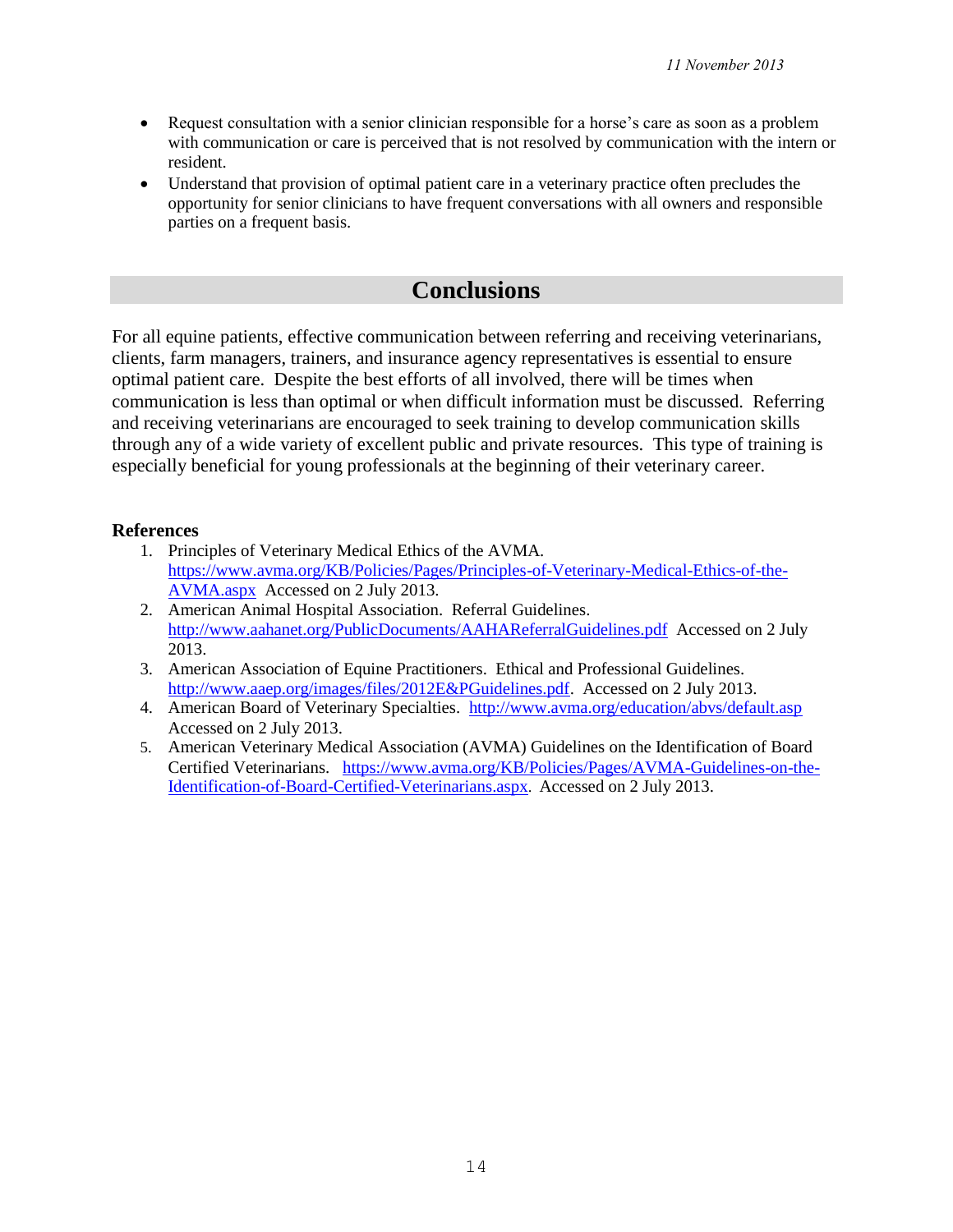- Request consultation with a senior clinician responsible for a horse's care as soon as a problem with communication or care is perceived that is not resolved by communication with the intern or resident.
- Understand that provision of optimal patient care in a veterinary practice often precludes the opportunity for senior clinicians to have frequent conversations with all owners and responsible parties on a frequent basis.

## Conclusions

For all equine patients, effective communication between referring and receiving veterinarians, clients, farm managers, trainers, and insurance agency representatives is essential to ensure optimal patient care. Despite the best efforts of all involved, there will be times when communication is less than optimal or when difficult information must be discussed. Referring and receiving veterinarians are encouraged to seek training to develop communication skills through any of a wide variety of excellent public and private resources. This type of training is especially beneficial for young professionals at the beginning of their veterinary career.

**References**

1. Principles of Veterinary Medical Ethics of the AVMA. https://www.avma.org/KB/Policies/Pages/Principles-of-Veterinary-Medical-Ethics-of-the-AVMA.aspx Accessed on 2 July 2013.
2. American Animal Hospital Association. Referral Guidelines. http://www.aahanet.org/PublicDocuments/AAHAReferralGuidelines.pdf Accessed on 2 July 2013.
3. American Association of Equine Practitioners. Ethical and Professional Guidelines. http://www.aaep.org/images/files/2012E&PGuidelines.pdf. Accessed on 2 July 2013.
4. American Board of Veterinary Specialties. http://www.avma.org/education/abvs/default.asp Accessed on 2 July 2013.
5. American Veterinary Medical Association (AVMA) Guidelines on the Identification of Board Certified Veterinarians. https://www.avma.org/KB/Policies/Pages/AVMA-Guidelines-on-the-Identification-of-Board-Certified-Veterinarians.aspx. Accessed on 2 July 2013.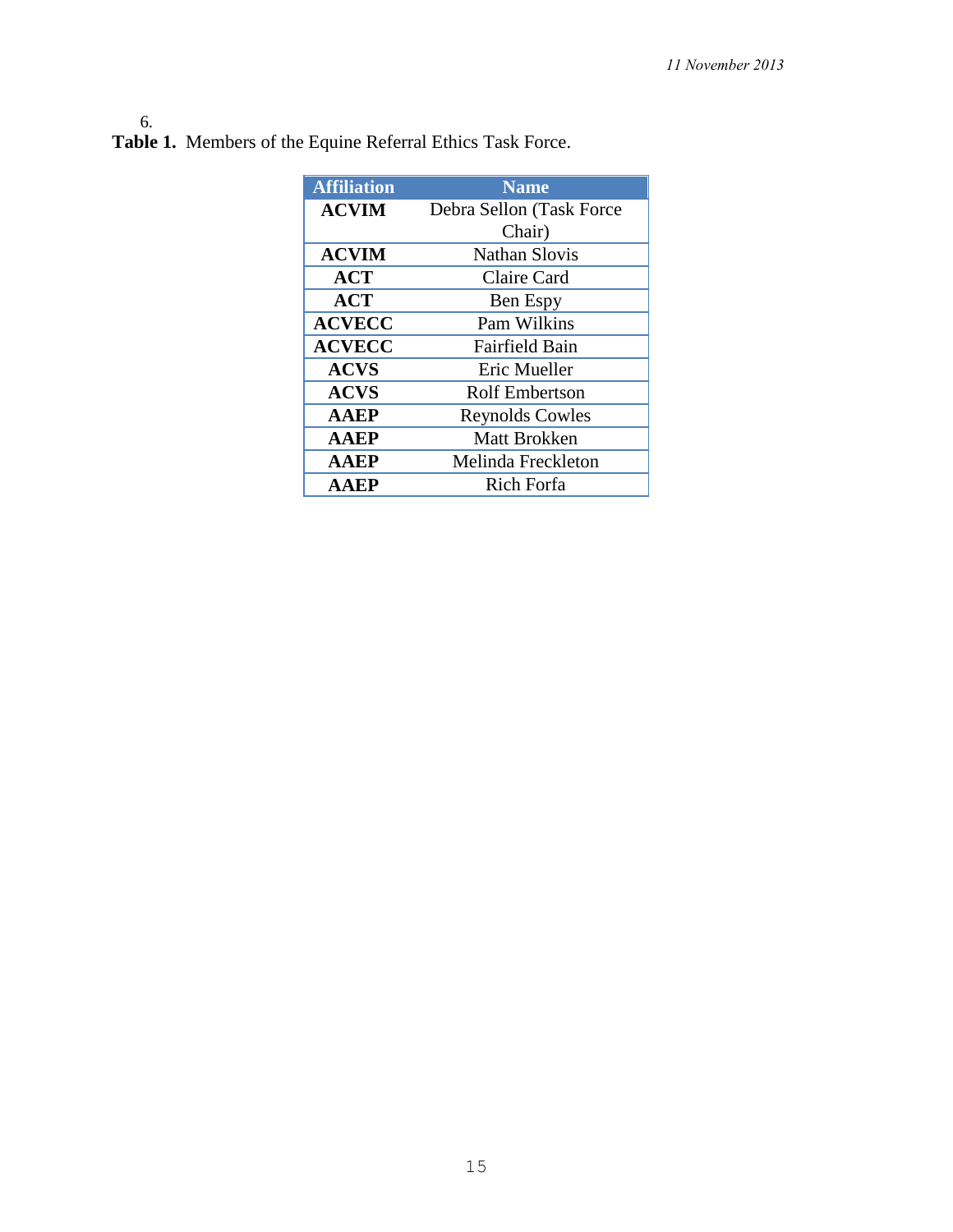6.

**Table 1.** Members of the Equine Referral Ethics Task Force.

| Affiliation | Name |
|---|---|
| **ACVIM** | Debra Sellon (Task Force Chair) |
| **ACVIM** | Nathan Slovis |
| **ACT** | Claire Card |
| **ACT** | Ben Espy |
| **ACVECC** | Pam Wilkins |
| **ACVECC** | Fairfield Bain |
| **ACVS** | Eric Mueller |
| **ACVS** | Rolf Embertson |
| **AAEP** | Reynolds Cowles |
| **AAEP** | Matt Brokken |
| **AAEP** | Melinda Freckleton |
| **AAEP** | Rich Forfa |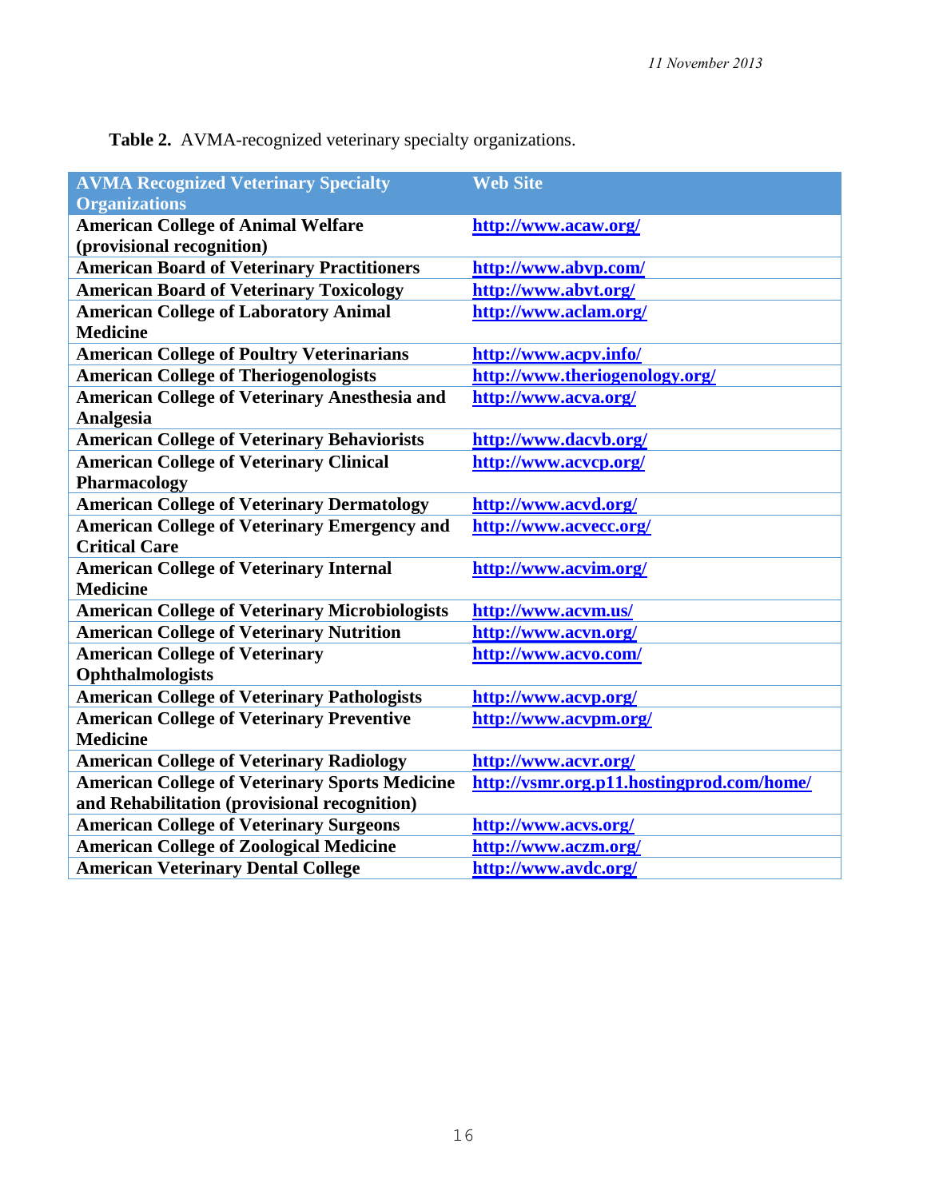**Table 2.** AVMA-recognized veterinary specialty organizations.

| AVMA Recognized Veterinary Specialty Organizations | Web Site |
|---|---|
| **American College of Animal Welfare (provisional recognition)** | http://www.acaw.org/ |
| **American Board of Veterinary Practitioners** | http://www.abvp.com/ |
| **American Board of Veterinary Toxicology** | http://www.abvt.org/ |
| **American College of Laboratory Animal Medicine** | http://www.aclam.org/ |
| **American College of Poultry Veterinarians** | http://www.acpv.info/ |
| **American College of Theriogenologists** | http://www.theriogenology.org/ |
| **American College of Veterinary Anesthesia and Analgesia** | http://www.acva.org/ |
| **American College of Veterinary Behaviorists** | http://www.dacvb.org/ |
| **American College of Veterinary Clinical Pharmacology** | http://www.acvcp.org/ |
| **American College of Veterinary Dermatology** | http://www.acvd.org/ |
| **American College of Veterinary Emergency and Critical Care** | http://www.acvecc.org/ |
| **American College of Veterinary Internal Medicine** | http://www.acvim.org/ |
| **American College of Veterinary Microbiologists** | http://www.acvm.us/ |
| **American College of Veterinary Nutrition** | http://www.acvn.org/ |
| **American College of Veterinary Ophthalmologists** | http://www.acvo.com/ |
| **American College of Veterinary Pathologists** | http://www.acvp.org/ |
| **American College of Veterinary Preventive Medicine** | http://www.acvpm.org/ |
| **American College of Veterinary Radiology** | http://www.acvr.org/ |
| **American College of Veterinary Sports Medicine and Rehabilitation (provisional recognition)** | http://vsmr.org.p11.hostingprod.com/home/ |
| **American College of Veterinary Surgeons** | http://www.acvs.org/ |
| **American College of Zoological Medicine** | http://www.aczm.org/ |
| **American Veterinary Dental College** | http://www.avdc.org/ |